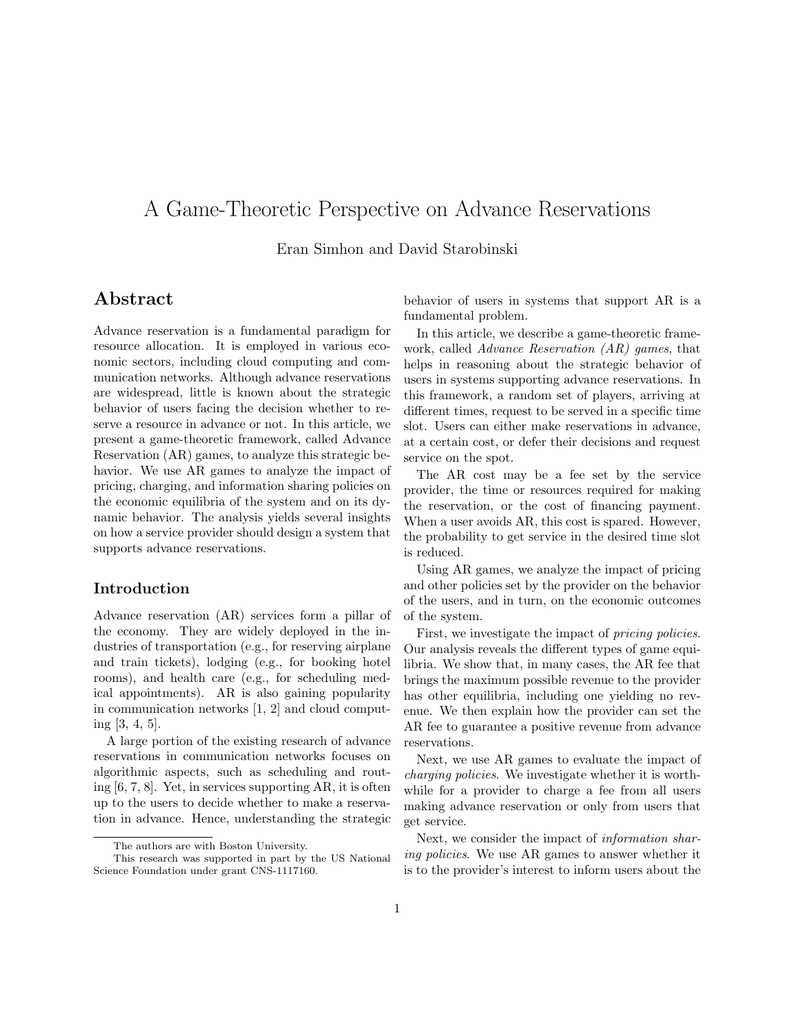# A Game-Theoretic Perspective on Advance Reservations

Eran Simhon and David Starobinski

## Abstract

Advance reservation is a fundamental paradigm for resource allocation. It is employed in various economic sectors, including cloud computing and communication networks. Although advance reservations are widespread, little is known about the strategic behavior of users facing the decision whether to reserve a resource in advance or not. In this article, we present a game-theoretic framework, called Advance Reservation (AR) games, to analyze this strategic behavior. We use AR games to analyze the impact of pricing, charging, and information sharing policies on the economic equilibria of the system and on its dynamic behavior. The analysis yields several insights on how a service provider should design a system that supports advance reservations.

### Introduction

Advance reservation (AR) services form a pillar of the economy. They are widely deployed in the industries of transportation (e.g., for reserving airplane and train tickets), lodging (e.g., for booking hotel rooms), and health care (e.g., for scheduling medical appointments). AR is also gaining popularity in communication networks [1, 2] and cloud computing [3, 4, 5].

A large portion of the existing research of advance reservations in communication networks focuses on algorithmic aspects, such as scheduling and routing [6, 7, 8]. Yet, in services supporting AR, it is often up to the users to decide whether to make a reservation in advance. Hence, understanding the strategic behavior of users in systems that support AR is a fundamental problem.

In this article, we describe a game-theoretic framework, called *Advance Reservation (AR) games*, that helps in reasoning about the strategic behavior of users in systems supporting advance reservations. In this framework, a random set of players, arriving at different times, request to be served in a specific time slot. Users can either make reservations in advance, at a certain cost, or defer their decisions and request service on the spot.

The AR cost may be a fee set by the service provider, the time or resources required for making the reservation, or the cost of financing payment. When a user avoids AR, this cost is spared. However, the probability to get service in the desired time slot is reduced.

Using AR games, we analyze the impact of pricing and other policies set by the provider on the behavior of the users, and in turn, on the economic outcomes of the system.

First, we investigate the impact of *pricing policies*. Our analysis reveals the different types of game equilibria. We show that, in many cases, the AR fee that brings the maximum possible revenue to the provider has other equilibria, including one yielding no revenue. We then explain how the provider can set the AR fee to guarantee a positive revenue from advance reservations.

Next, we use AR games to evaluate the impact of *charging policies*. We investigate whether it is worthwhile for a provider to charge a fee from all users making advance reservation or only from users that get service.

Next, we consider the impact of *information sharing policies*. We use AR games to answer whether it is to the provider's interest to inform users about the

The authors are with Boston University.

This research was supported in part by the US National Science Foundation under grant CNS-1117160.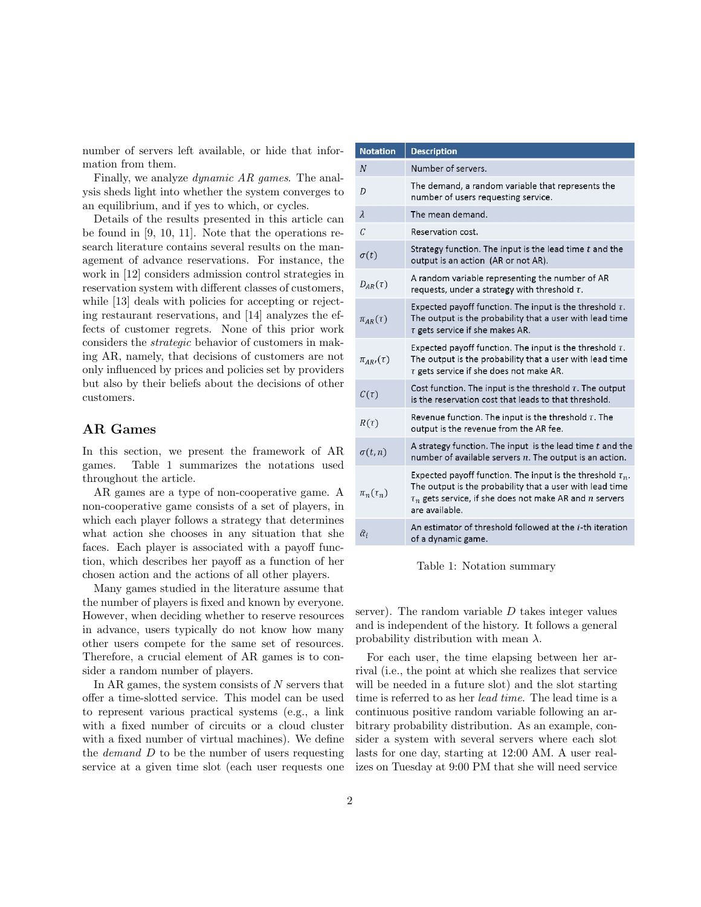number of servers left available, or hide that information from them.

Finally, we analyze *dynamic AR games*. The analysis sheds light into whether the system converges to an equilibrium, and if yes to which, or cycles.

Details of the results presented in this article can be found in [9, 10, 11]. Note that the operations research literature contains several results on the management of advance reservations. For instance, the work in [12] considers admission control strategies in reservation system with different classes of customers, while [13] deals with policies for accepting or rejecting restaurant reservations, and [14] analyzes the effects of customer regrets. None of this prior work considers the *strategic* behavior of customers in making AR, namely, that decisions of customers are not only influenced by prices and policies set by providers but also by their beliefs about the decisions of other customers.

## AR Games

In this section, we present the framework of AR games. Table 1 summarizes the notations used throughout the article.

| Notation | Description |
|---|---|
| $N$ | Number of servers. |
| $D$ | The demand, a random variable that represents the number of users requesting service. |
| $\lambda$ | The mean demand. |
| $C$ | Reservation cost. |
| $\sigma(t)$ | Strategy function. The input is the lead time $t$ and the output is an action (AR or not AR). |
| $D_{AR}(\tau)$ | A random variable representing the number of AR requests, under a strategy with threshold $\tau$. |
| $\pi_{AR}(\tau)$ | Expected payoff function. The input is the threshold $\tau$. The output is the probability that a user with lead time $\tau$ gets service if she makes AR. |
| $\pi_{AR'}(\tau)$ | Expected payoff function. The input is the threshold $\tau$. The output is the probability that a user with lead time $\tau$ gets service if she does not make AR. |
| $C(\tau)$ | Cost function. The input is the threshold $\tau$. The output is the reservation cost that leads to that threshold. |
| $R(\tau)$ | Revenue function. The input is the threshold $\tau$. The output is the revenue from the AR fee. |
| $\sigma(t, n)$ | A strategy function. The input is the lead time $t$ and the number of available servers $n$. The output is an action. |
| $\pi_n(\tau_n)$ | Expected payoff function. The input is the threshold $\tau_n$. The output is the probability that a user with lead time $\tau_n$ gets service, if she does not make AR and $n$ servers are available. |
| $\hat{\alpha}_i$ | An estimator of threshold followed at the $i$-th iteration of a dynamic game. |

Table 1: Notation summary

AR games are a type of non-cooperative game. A non-cooperative game consists of a set of players, in which each player follows a strategy that determines what action she chooses in any situation that she faces. Each player is associated with a payoff function, which describes her payoff as a function of her chosen action and the actions of all other players.

Many games studied in the literature assume that the number of players is fixed and known by everyone. However, when deciding whether to reserve resources in advance, users typically do not know how many other users compete for the same set of resources. Therefore, a crucial element of AR games is to consider a random number of players.

In AR games, the system consists of $N$ servers that offer a time-slotted service. This model can be used to represent various practical systems (e.g., a link with a fixed number of circuits or a cloud cluster with a fixed number of virtual machines). We define the *demand* $D$ to be the number of users requesting service at a given time slot (each user requests one server). The random variable $D$ takes integer values and is independent of the history. It follows a general probability distribution with mean $\lambda$.

For each user, the time elapsing between her arrival (i.e., the point at which she realizes that service will be needed in a future slot) and the slot starting time is referred to as her *lead time*. The lead time is a continuous positive random variable following an arbitrary probability distribution. As an example, consider a system with several servers where each slot lasts for one day, starting at 12:00 AM. A user realizes on Tuesday at 9:00 PM that she will need service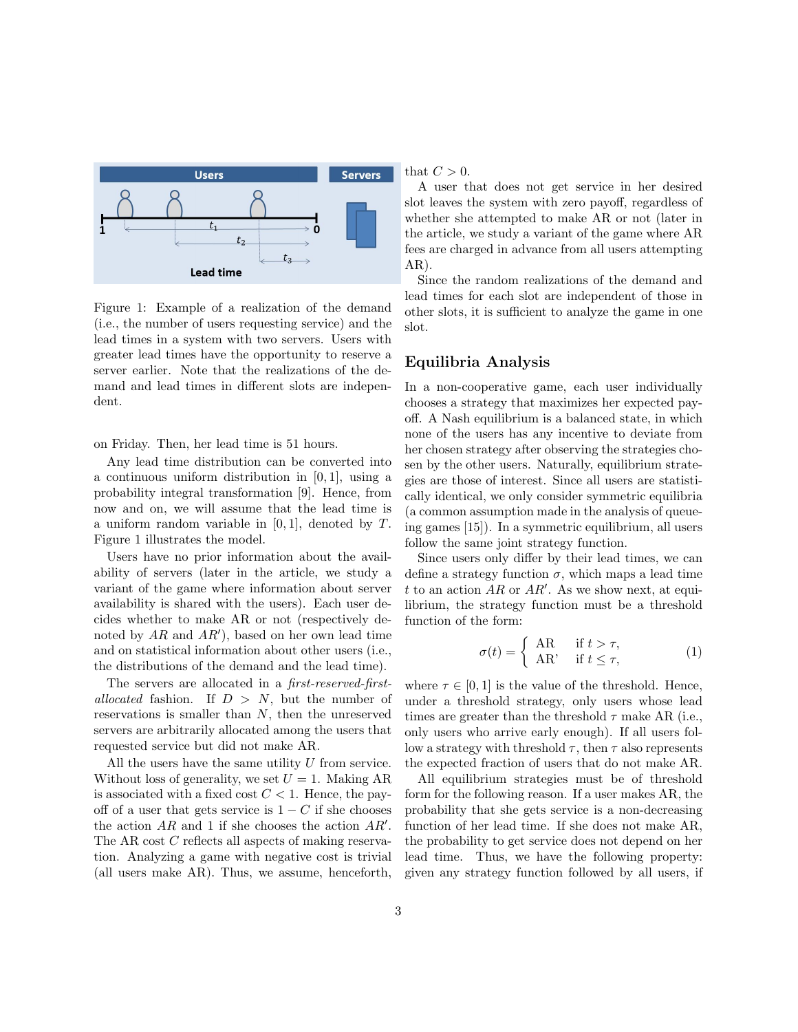Figure 1: Example of a realization of the demand (i.e., the number of users requesting service) and the lead times in a system with two servers. Users with greater lead times have the opportunity to reserve a server earlier. Note that the realizations of the demand and lead times in different slots are independent.

on Friday. Then, her lead time is 51 hours.

Any lead time distribution can be converted into a continuous uniform distribution in $[0, 1]$, using a probability integral transformation [9]. Hence, from now and on, we will assume that the lead time is a uniform random variable in $[0, 1]$, denoted by $T$. Figure 1 illustrates the model.

Users have no prior information about the availability of servers (later in the article, we study a variant of the game where information about server availability is shared with the users). Each user decides whether to make AR or not (respectively denoted by $AR$ and $AR'$), based on her own lead time and on statistical information about other users (i.e., the distributions of the demand and the lead time).

The servers are allocated in a *first-reserved-first-allocated* fashion. If $D > N$, but the number of reservations is smaller than $N$, then the unreserved servers are arbitrarily allocated among the users that requested service but did not make AR.

All the users have the same utility $U$ from service. Without loss of generality, we set $U = 1$. Making AR is associated with a fixed cost $C < 1$. Hence, the payoff of a user that gets service is $1 - C$ if she chooses the action $AR$ and 1 if she chooses the action $AR'$. The AR cost $C$ reflects all aspects of making reservation. Analyzing a game with negative cost is trivial (all users make AR). Thus, we assume, henceforth, that $C > 0$.

A user that does not get service in her desired slot leaves the system with zero payoff, regardless of whether she attempted to make AR or not (later in the article, we study a variant of the game where AR fees are charged in advance from all users attempting AR).

Since the random realizations of the demand and lead times for each slot are independent of those in other slots, it is sufficient to analyze the game in one slot.

## Equilibria Analysis

In a non-cooperative game, each user individually chooses a strategy that maximizes her expected payoff. A Nash equilibrium is a balanced state, in which none of the users has any incentive to deviate from her chosen strategy after observing the strategies chosen by the other users. Naturally, equilibrium strategies are those of interest. Since all users are statistically identical, we only consider symmetric equilibria (a common assumption made in the analysis of queueing games [15]). In a symmetric equilibrium, all users follow the same joint strategy function.

Since users only differ by their lead times, we can define a strategy function $\sigma$, which maps a lead time $t$ to an action $AR$ or $AR'$. As we show next, at equilibrium, the strategy function must be a threshold function of the form:

$$\sigma(t) = \begin{cases} \text{AR} & \text{if } t > \tau, \\ \text{AR'} & \text{if } t \leq \tau, \end{cases} \tag{1}$$

where $\tau \in [0, 1]$ is the value of the threshold. Hence, under a threshold strategy, only users whose lead times are greater than the threshold $\tau$ make AR (i.e., only users who arrive early enough). If all users follow a strategy with threshold $\tau$, then $\tau$ also represents the expected fraction of users that do not make AR.

All equilibrium strategies must be of threshold form for the following reason. If a user makes AR, the probability that she gets service is a non-decreasing function of her lead time. If she does not make AR, the probability to get service does not depend on her lead time. Thus, we have the following property: given any strategy function followed by all users, if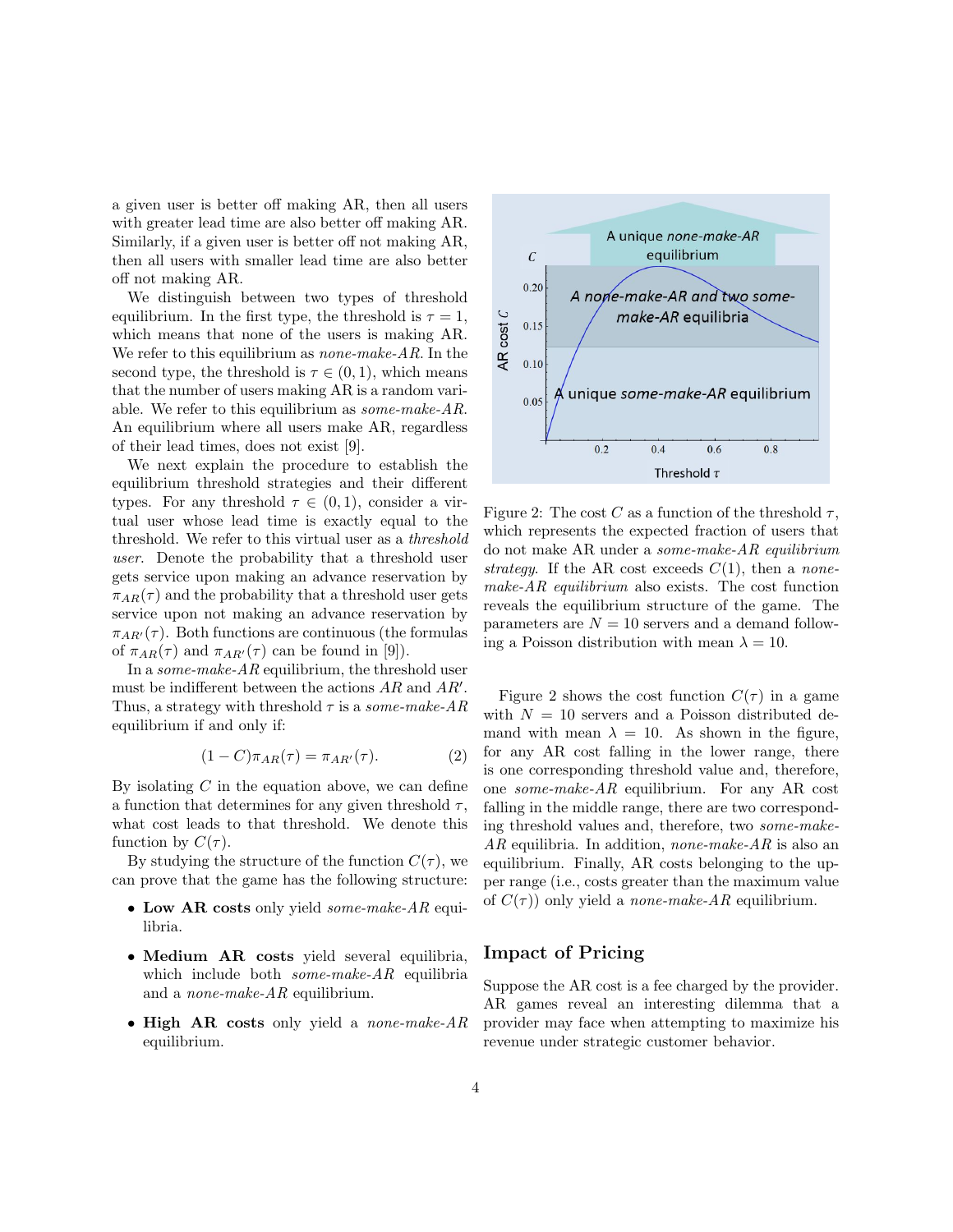a given user is better off making AR, then all users with greater lead time are also better off making AR. Similarly, if a given user is better off not making AR, then all users with smaller lead time are also better off not making AR.

We distinguish between two types of threshold equilibrium. In the first type, the threshold is $\tau = 1$, which means that none of the users is making AR. We refer to this equilibrium as *none-make-AR*. In the second type, the threshold is $\tau \in (0, 1)$, which means that the number of users making AR is a random variable. We refer to this equilibrium as *some-make-AR*. An equilibrium where all users make AR, regardless of their lead times, does not exist [9].

We next explain the procedure to establish the equilibrium threshold strategies and their different types. For any threshold $\tau \in (0, 1)$, consider a virtual user whose lead time is exactly equal to the threshold. We refer to this virtual user as a *threshold user*. Denote the probability that a threshold user gets service upon making an advance reservation by $\pi_{AR}(\tau)$ and the probability that a threshold user gets service upon not making an advance reservation by $\pi_{AR'}(\tau)$. Both functions are continuous (the formulas of $\pi_{AR}(\tau)$ and $\pi_{AR'}(\tau)$ can be found in [9]).

In a *some-make-AR* equilibrium, the threshold user must be indifferent between the actions $AR$ and $AR'$. Thus, a strategy with threshold $\tau$ is a *some-make-AR* equilibrium if and only if:

$$(1 - C)\pi_{AR}(\tau) = \pi_{AR'}(\tau). \tag{2}$$

By isolating $C$ in the equation above, we can define a function that determines for any given threshold $\tau$, what cost leads to that threshold. We denote this function by $C(\tau)$.

By studying the structure of the function $C(\tau)$, we can prove that the game has the following structure:

- **Low AR costs** only yield *some-make-AR* equilibria.
- **Medium AR costs** yield several equilibria, which include both *some-make-AR* equilibria and a *none-make-AR* equilibrium.
- **High AR costs** only yield a *none-make-AR* equilibrium.

Figure 2: The cost $C$ as a function of the threshold $\tau$, which represents the expected fraction of users that do not make AR under a *some-make-AR equilibrium strategy*. If the AR cost exceeds $C(1)$, then a *none-make-AR equilibrium* also exists. The cost function reveals the equilibrium structure of the game. The parameters are $N = 10$ servers and a demand following a Poisson distribution with mean $\lambda = 10$.

Figure 2 shows the cost function $C(\tau)$ in a game with $N = 10$ servers and a Poisson distributed demand with mean $\lambda = 10$. As shown in the figure, for any AR cost falling in the lower range, there is one corresponding threshold value and, therefore, one *some-make-AR* equilibrium. For any AR cost falling in the middle range, there are two corresponding threshold values and, therefore, two *some-make-AR* equilibria. In addition, *none-make-AR* is also an equilibrium. Finally, AR costs belonging to the upper range (i.e., costs greater than the maximum value of $C(\tau)$) only yield a *none-make-AR* equilibrium.

## Impact of Pricing

Suppose the AR cost is a fee charged by the provider. AR games reveal an interesting dilemma that a provider may face when attempting to maximize his revenue under strategic customer behavior.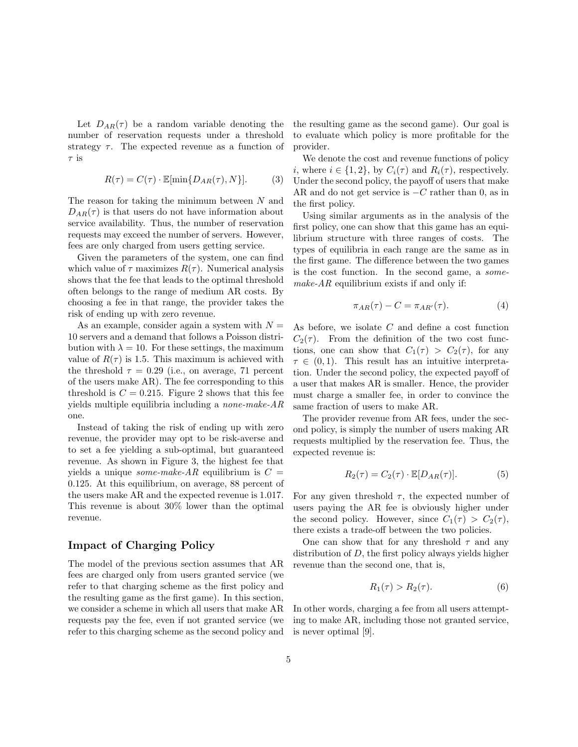Let $D_{AR}(\tau)$ be a random variable denoting the number of reservation requests under a threshold strategy $\tau$. The expected revenue as a function of $\tau$ is

$$R(\tau) = C(\tau) \cdot \mathbb{E}[\min\{D_{AR}(\tau), N\}]. \quad (3)$$

The reason for taking the minimum between $N$ and $D_{AR}(\tau)$ is that users do not have information about service availability. Thus, the number of reservation requests may exceed the number of servers. However, fees are only charged from users getting service.

Given the parameters of the system, one can find which value of $\tau$ maximizes $R(\tau)$. Numerical analysis shows that the fee that leads to the optimal threshold often belongs to the range of medium AR costs. By choosing a fee in that range, the provider takes the risk of ending up with zero revenue.

As an example, consider again a system with $N = 10$ servers and a demand that follows a Poisson distribution with $\lambda = 10$. For these settings, the maximum value of $R(\tau)$ is 1.5. This maximum is achieved with the threshold $\tau = 0.29$ (i.e., on average, 71 percent of the users make AR). The fee corresponding to this threshold is $C = 0.215$. Figure 2 shows that this fee yields multiple equilibria including a *none-make-AR* one.

Instead of taking the risk of ending up with zero revenue, the provider may opt to be risk-averse and to set a fee yielding a sub-optimal, but guaranteed revenue. As shown in Figure 3, the highest fee that yields a unique *some-make-AR* equilibrium is $C = 0.125$. At this equilibrium, on average, 88 percent of the users make AR and the expected revenue is 1.017. This revenue is about 30% lower than the optimal revenue.

## Impact of Charging Policy

The model of the previous section assumes that AR fees are charged only from users granted service (we refer to that charging scheme as the first policy and the resulting game as the first game). In this section, we consider a scheme in which all users that make AR requests pay the fee, even if not granted service (we refer to this charging scheme as the second policy and the resulting game as the second game). Our goal is to evaluate which policy is more profitable for the provider.

We denote the cost and revenue functions of policy $i$, where $i \in \{1, 2\}$, by $C_i(\tau)$ and $R_i(\tau)$, respectively. Under the second policy, the payoff of users that make AR and do not get service is $-C$ rather than 0, as in the first policy.

Using similar arguments as in the analysis of the first policy, one can show that this game has an equilibrium structure with three ranges of costs. The types of equilibria in each range are the same as in the first game. The difference between the two games is the cost function. In the second game, a *some-make-AR* equilibrium exists if and only if:

$$\pi_{AR}(\tau) - C = \pi_{AR'}(\tau). \quad (4)$$

As before, we isolate $C$ and define a cost function $C_2(\tau)$. From the definition of the two cost functions, one can show that $C_1(\tau) > C_2(\tau)$, for any $\tau \in (0, 1)$. This result has an intuitive interpretation. Under the second policy, the expected payoff of a user that makes AR is smaller. Hence, the provider must charge a smaller fee, in order to convince the same fraction of users to make AR.

The provider revenue from AR fees, under the second policy, is simply the number of users making AR requests multiplied by the reservation fee. Thus, the expected revenue is:

$$R_2(\tau) = C_2(\tau) \cdot \mathbb{E}[D_{AR}(\tau)]. \quad (5)$$

For any given threshold $\tau$, the expected number of users paying the AR fee is obviously higher under the second policy. However, since $C_1(\tau) > C_2(\tau)$, there exists a trade-off between the two policies.

One can show that for any threshold $\tau$ and any distribution of $D$, the first policy always yields higher revenue than the second one, that is,

$$R_1(\tau) > R_2(\tau). \quad (6)$$

In other words, charging a fee from all users attempting to make AR, including those not granted service, is never optimal [9].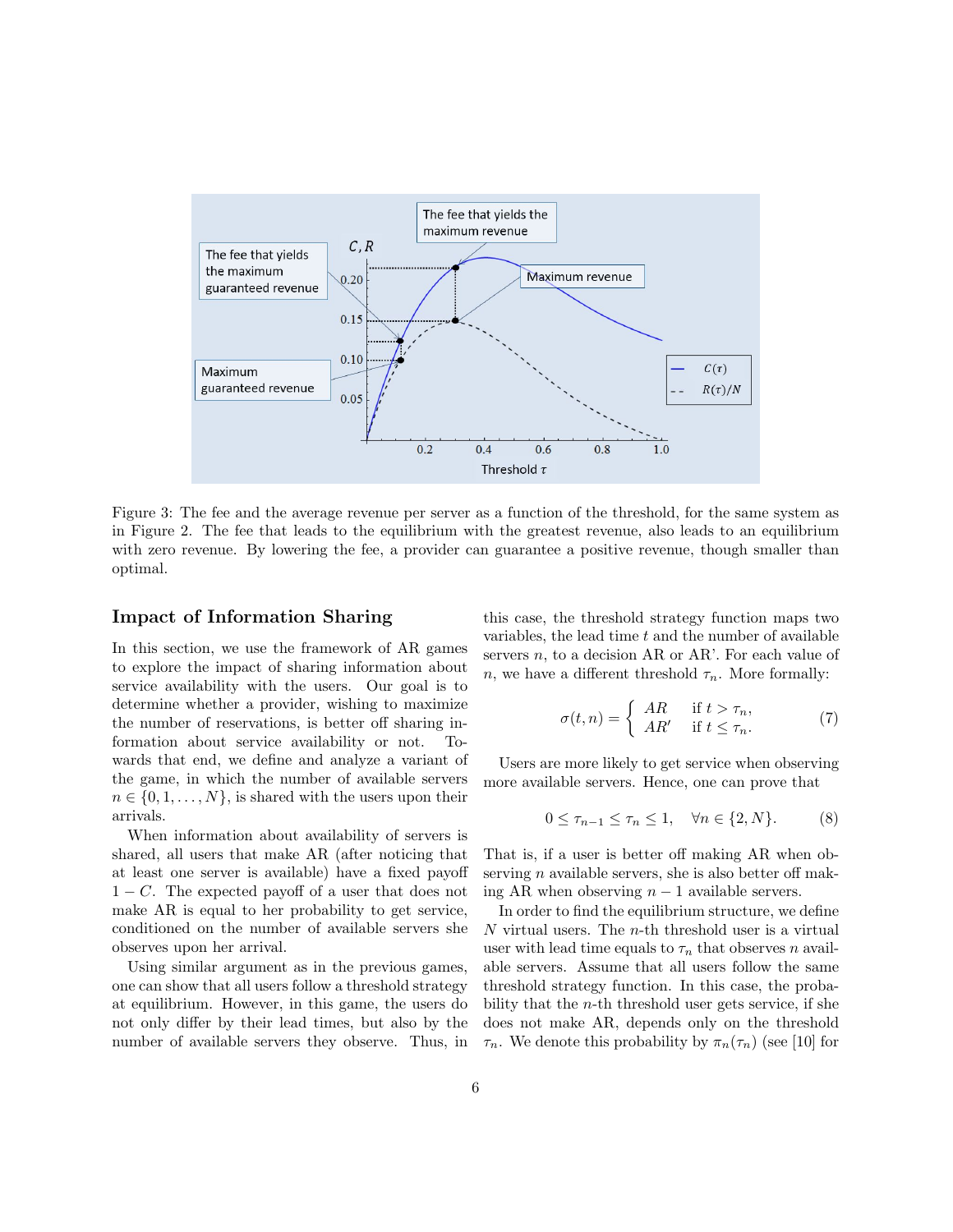Figure 3: The fee and the average revenue per server as a function of the threshold, for the same system as in Figure 2. The fee that leads to the equilibrium with the greatest revenue, also leads to an equilibrium with zero revenue. By lowering the fee, a provider can guarantee a positive revenue, though smaller than optimal.

## Impact of Information Sharing

In this section, we use the framework of AR games to explore the impact of sharing information about service availability with the users. Our goal is to determine whether a provider, wishing to maximize the number of reservations, is better off sharing information about service availability or not. Towards that end, we define and analyze a variant of the game, in which the number of available servers $n \in \{0, 1, \dots, N\}$, is shared with the users upon their arrivals.

When information about availability of servers is shared, all users that make AR (after noticing that at least one server is available) have a fixed payoff $1 - C$. The expected payoff of a user that does not make AR is equal to her probability to get service, conditioned on the number of available servers she observes upon her arrival.

Using similar argument as in the previous games, one can show that all users follow a threshold strategy at equilibrium. However, in this game, the users do not only differ by their lead times, but also by the number of available servers they observe. Thus, in this case, the threshold strategy function maps two variables, the lead time $t$ and the number of available servers $n$, to a decision AR or AR'. For each value of $n$, we have a different threshold $\tau_n$. More formally:

$$\sigma(t, n) = \begin{cases} AR & \text{if } t > \tau_n, \\ AR' & \text{if } t \leq \tau_n. \end{cases} \tag{7}$$

Users are more likely to get service when observing more available servers. Hence, one can prove that

$$0 \leq \tau_{n-1} \leq \tau_n \leq 1, \quad \forall n \in \{2, N\}. \tag{8}$$

That is, if a user is better off making AR when observing $n$ available servers, she is also better off making AR when observing $n - 1$ available servers.

In order to find the equilibrium structure, we define $N$ virtual users. The $n$-th threshold user is a virtual user with lead time equals to $\tau_n$ that observes $n$ available servers. Assume that all users follow the same threshold strategy function. In this case, the probability that the $n$-th threshold user gets service, if she does not make AR, depends only on the threshold $\tau_n$. We denote this probability by $\pi_n(\tau_n)$ (see [10] for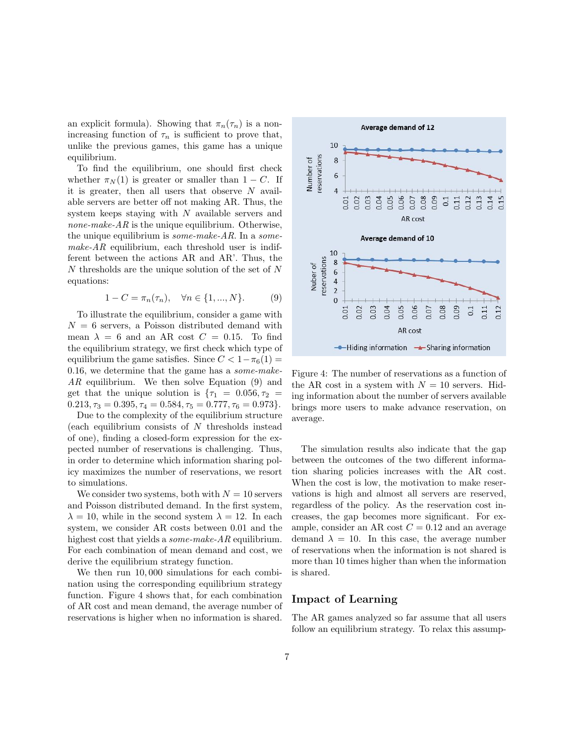an explicit formula). Showing that $\pi_n(\tau_n)$ is a non-increasing function of $\tau_n$ is sufficient to prove that, unlike the previous games, this game has a unique equilibrium.

To find the equilibrium, one should first check whether $\pi_N(1)$ is greater or smaller than $1-C$. If it is greater, then all users that observe $N$ available servers are better off not making AR. Thus, the system keeps staying with $N$ available servers and *none-make-AR* is the unique equilibrium. Otherwise, the unique equilibrium is *some-make-AR*. In a *some-make-AR* equilibrium, each threshold user is indifferent between the actions AR and AR'. Thus, the $N$ thresholds are the unique solution of the set of $N$ equations:

$$1 - C = \pi_n(\tau_n), \quad \forall n \in \{1, ..., N\}. \tag{9}$$

To illustrate the equilibrium, consider a game with $N = 6$ servers, a Poisson distributed demand with mean $\lambda = 6$ and an AR cost $C = 0.15$. To find the equilibrium strategy, we first check which type of equilibrium the game satisfies. Since $C < 1 - \pi_6(1) = 0.16$, we determine that the game has a *some-make-AR* equilibrium. We then solve Equation (9) and get that the unique solution is $\{\tau_1 = 0.056, \tau_2 = 0.213, \tau_3 = 0.395, \tau_4 = 0.584, \tau_5 = 0.777, \tau_6 = 0.973\}$.

Due to the complexity of the equilibrium structure (each equilibrium consists of $N$ thresholds instead of one), finding a closed-form expression for the expected number of reservations is challenging. Thus, in order to determine which information sharing policy maximizes the number of reservations, we resort to simulations.

We consider two systems, both with $N = 10$ servers and Poisson distributed demand. In the first system, $\lambda = 10$, while in the second system $\lambda = 12$. In each system, we consider AR costs between 0.01 and the highest cost that yields a *some-make-AR* equilibrium. For each combination of mean demand and cost, we derive the equilibrium strategy function.

We then run 10,000 simulations for each combination using the corresponding equilibrium strategy function. Figure 4 shows that, for each combination of AR cost and mean demand, the average number of reservations is higher when no information is shared.

Figure 4: The number of reservations as a function of the AR cost in a system with $N = 10$ servers. Hiding information about the number of servers available brings more users to make advance reservation, on average.

The simulation results also indicate that the gap between the outcomes of the two different information sharing policies increases with the AR cost. When the cost is low, the motivation to make reservations is high and almost all servers are reserved, regardless of the policy. As the reservation cost increases, the gap becomes more significant. For example, consider an AR cost $C = 0.12$ and an average demand $\lambda = 10$. In this case, the average number of reservations when the information is not shared is more than 10 times higher than when the information is shared.

## Impact of Learning

The AR games analyzed so far assume that all users follow an equilibrium strategy. To relax this assump-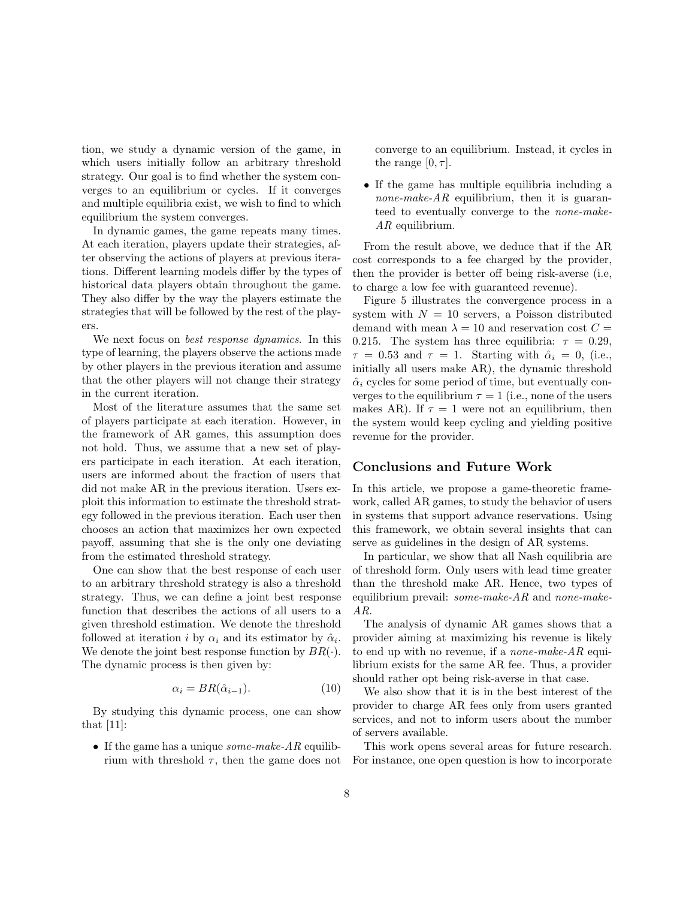tion, we study a dynamic version of the game, in which users initially follow an arbitrary threshold strategy. Our goal is to find whether the system converges to an equilibrium or cycles. If it converges and multiple equilibria exist, we wish to find to which equilibrium the system converges.

In dynamic games, the game repeats many times. At each iteration, players update their strategies, after observing the actions of players at previous iterations. Different learning models differ by the types of historical data players obtain throughout the game. They also differ by the way the players estimate the strategies that will be followed by the rest of the players.

We next focus on *best response dynamics*. In this type of learning, the players observe the actions made by other players in the previous iteration and assume that the other players will not change their strategy in the current iteration.

Most of the literature assumes that the same set of players participate at each iteration. However, in the framework of AR games, this assumption does not hold. Thus, we assume that a new set of players participate in each iteration. At each iteration, users are informed about the fraction of users that did not make AR in the previous iteration. Users exploit this information to estimate the threshold strategy followed in the previous iteration. Each user then chooses an action that maximizes her own expected payoff, assuming that she is the only one deviating from the estimated threshold strategy.

One can show that the best response of each user to an arbitrary threshold strategy is also a threshold strategy. Thus, we can define a joint best response function that describes the actions of all users to a given threshold estimation. We denote the threshold followed at iteration $i$ by $\alpha_i$ and its estimator by $\hat{\alpha}_i$. We denote the joint best response function by $BR(\cdot)$. The dynamic process is then given by:

$$\alpha_i = BR(\hat{\alpha}_{i-1}). \tag{10}$$

By studying this dynamic process, one can show that [11]:

- If the game has a unique *some-make-AR* equilibrium with threshold $\tau$, then the game does not converge to an equilibrium. Instead, it cycles in the range $[0, \tau]$.
- If the game has multiple equilibria including a *none-make-AR* equilibrium, then it is guaranteed to eventually converge to the *none-make-AR* equilibrium.

From the result above, we deduce that if the AR cost corresponds to a fee charged by the provider, then the provider is better off being risk-averse (i.e, to charge a low fee with guaranteed revenue).

Figure 5 illustrates the convergence process in a system with $N = 10$ servers, a Poisson distributed demand with mean $\lambda = 10$ and reservation cost $C = 0.215$. The system has three equilibria: $\tau = 0.29$, $\tau = 0.53$ and $\tau = 1$. Starting with $\hat{\alpha}_i = 0$, (i.e., initially all users make AR), the dynamic threshold $\hat{\alpha}_i$ cycles for some period of time, but eventually converges to the equilibrium $\tau = 1$ (i.e., none of the users makes AR). If $\tau = 1$ were not an equilibrium, then the system would keep cycling and yielding positive revenue for the provider.

## Conclusions and Future Work

In this article, we propose a game-theoretic framework, called AR games, to study the behavior of users in systems that support advance reservations. Using this framework, we obtain several insights that can serve as guidelines in the design of AR systems.

In particular, we show that all Nash equilibria are of threshold form. Only users with lead time greater than the threshold make AR. Hence, two types of equilibrium prevail: *some-make-AR* and *none-make-AR*.

The analysis of dynamic AR games shows that a provider aiming at maximizing his revenue is likely to end up with no revenue, if a *none-make-AR* equilibrium exists for the same AR fee. Thus, a provider should rather opt being risk-averse in that case.

We also show that it is in the best interest of the provider to charge AR fees only from users granted services, and not to inform users about the number of servers available.

This work opens several areas for future research. For instance, one open question is how to incorporate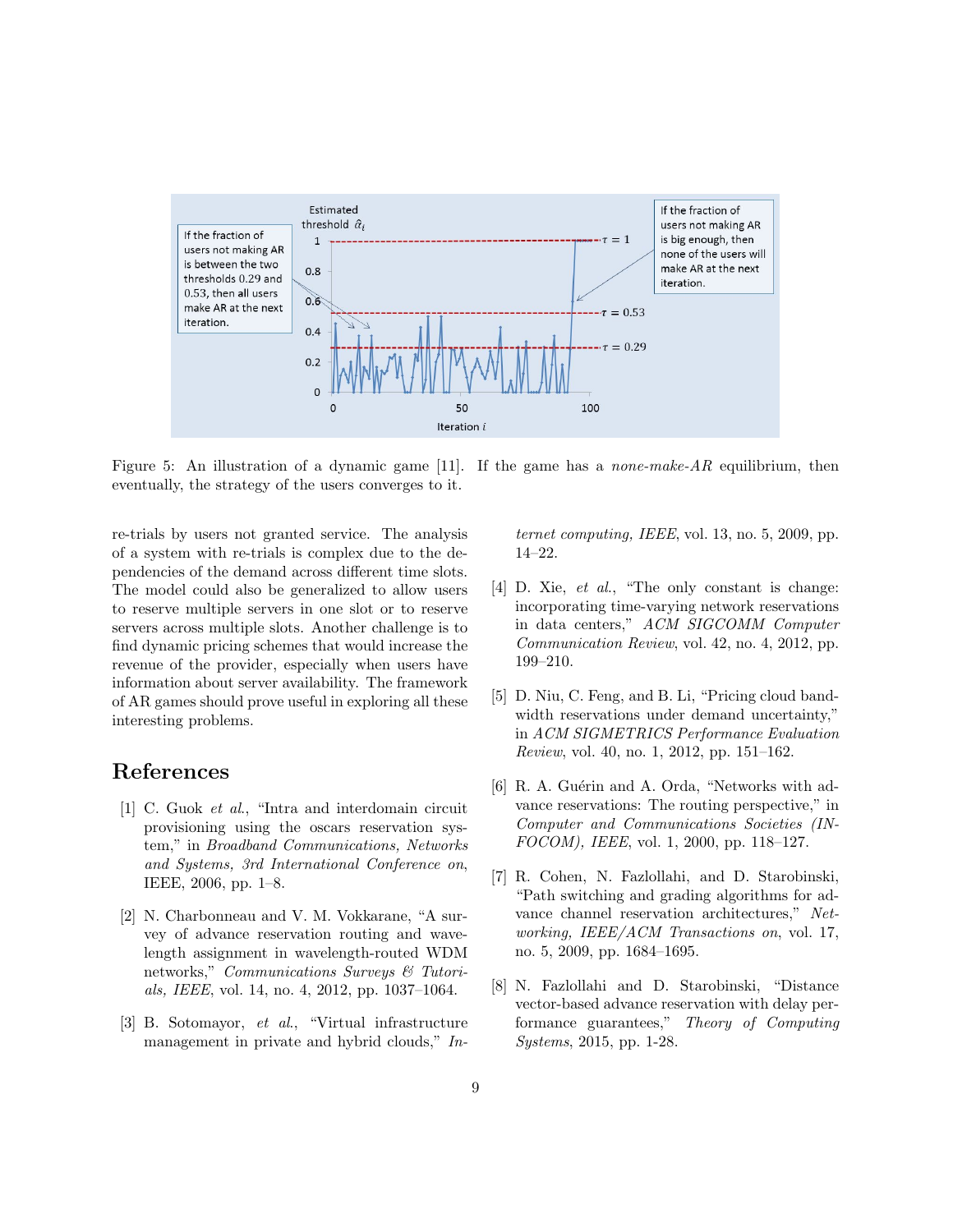Figure 5: An illustration of a dynamic game [11]. If the game has a *none-make-AR* equilibrium, then eventually, the strategy of the users converges to it.

re-trials by users not granted service. The analysis of a system with re-trials is complex due to the dependencies of the demand across different time slots. The model could also be generalized to allow users to reserve multiple servers in one slot or to reserve servers across multiple slots. Another challenge is to find dynamic pricing schemes that would increase the revenue of the provider, especially when users have information about server availability. The framework of AR games should prove useful in exploring all these interesting problems.

# References

[1] C. Guok *et al.*, "Intra and interdomain circuit provisioning using the oscars reservation system," in *Broadband Communications, Networks and Systems, 3rd International Conference on*, IEEE, 2006, pp. 1–8.

[2] N. Charbonneau and V. M. Vokkarane, "A survey of advance reservation routing and wavelength assignment in wavelength-routed WDM networks," *Communications Surveys & Tutorials, IEEE*, vol. 14, no. 4, 2012, pp. 1037–1064.

[3] B. Sotomayor, *et al.*, "Virtual infrastructure management in private and hybrid clouds," *Internet computing, IEEE*, vol. 13, no. 5, 2009, pp. 14–22.

[4] D. Xie, *et al.*, "The only constant is change: incorporating time-varying network reservations in data centers," *ACM SIGCOMM Computer Communication Review*, vol. 42, no. 4, 2012, pp. 199–210.

[5] D. Niu, C. Feng, and B. Li, "Pricing cloud bandwidth reservations under demand uncertainty," in *ACM SIGMETRICS Performance Evaluation Review*, vol. 40, no. 1, 2012, pp. 151–162.

[6] R. A. Guérin and A. Orda, "Networks with advance reservations: The routing perspective," in *Computer and Communications Societies (INFOCOM), IEEE*, vol. 1, 2000, pp. 118–127.

[7] R. Cohen, N. Fazlollahi, and D. Starobinski, "Path switching and grading algorithms for advance channel reservation architectures," *Networking, IEEE/ACM Transactions on*, vol. 17, no. 5, 2009, pp. 1684–1695.

[8] N. Fazlollahi and D. Starobinski, "Distance vector-based advance reservation with delay performance guarantees," *Theory of Computing Systems*, 2015, pp. 1-28.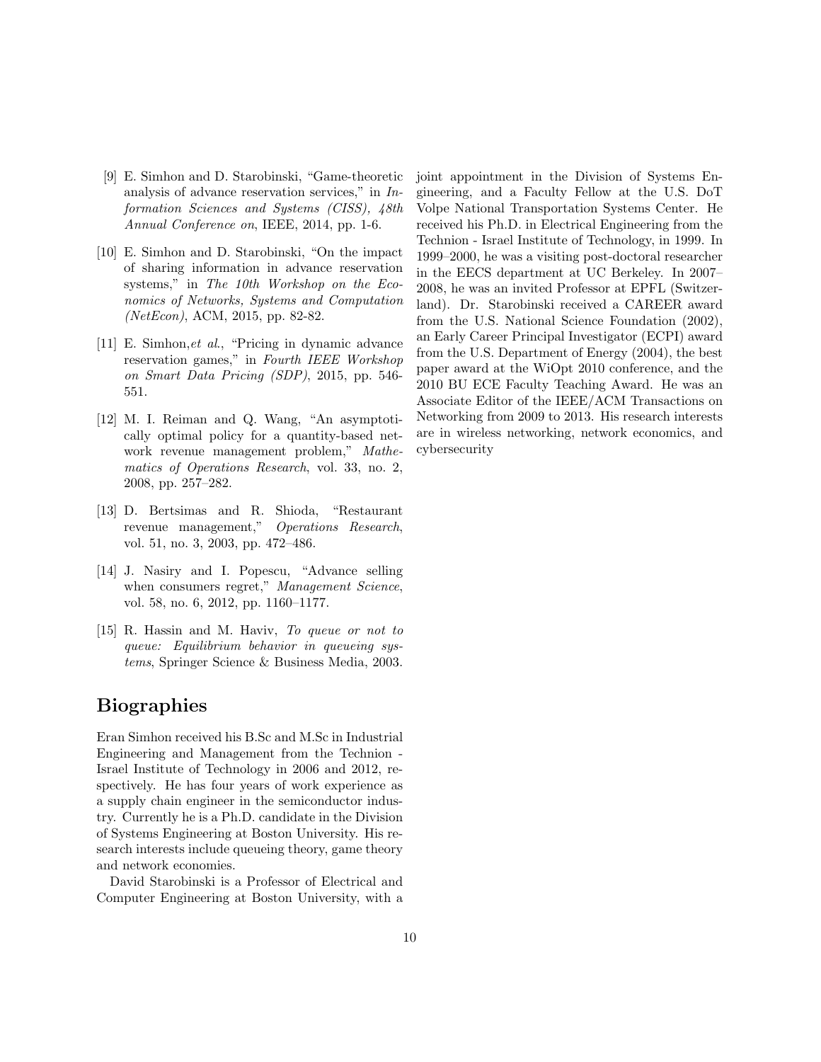[9] E. Simhon and D. Starobinski, "Game-theoretic analysis of advance reservation services," in *Information Sciences and Systems (CISS), 48th Annual Conference on*, IEEE, 2014, pp. 1-6.

[10] E. Simhon and D. Starobinski, "On the impact of sharing information in advance reservation systems," in *The 10th Workshop on the Economics of Networks, Systems and Computation (NetEcon)*, ACM, 2015, pp. 82-82.

[11] E. Simhon,*et al.*, "Pricing in dynamic advance reservation games," in *Fourth IEEE Workshop on Smart Data Pricing (SDP)*, 2015, pp. 546-551.

[12] M. I. Reiman and Q. Wang, "An asymptotically optimal policy for a quantity-based network revenue management problem," *Mathematics of Operations Research*, vol. 33, no. 2, 2008, pp. 257–282.

[13] D. Bertsimas and R. Shioda, "Restaurant revenue management," *Operations Research*, vol. 51, no. 3, 2003, pp. 472–486.

[14] J. Nasiry and I. Popescu, "Advance selling when consumers regret," *Management Science*, vol. 58, no. 6, 2012, pp. 1160–1177.

[15] R. Hassin and M. Haviv, *To queue or not to queue: Equilibrium behavior in queueing systems*, Springer Science & Business Media, 2003.

## Biographies

Eran Simhon received his B.Sc and M.Sc in Industrial Engineering and Management from the Technion - Israel Institute of Technology in 2006 and 2012, respectively. He has four years of work experience as a supply chain engineer in the semiconductor industry. Currently he is a Ph.D. candidate in the Division of Systems Engineering at Boston University. His research interests include queueing theory, game theory and network economies.

David Starobinski is a Professor of Electrical and Computer Engineering at Boston University, with a joint appointment in the Division of Systems Engineering, and a Faculty Fellow at the U.S. DoT Volpe National Transportation Systems Center. He received his Ph.D. in Electrical Engineering from the Technion - Israel Institute of Technology, in 1999. In 1999–2000, he was a visiting post-doctoral researcher in the EECS department at UC Berkeley. In 2007–2008, he was an invited Professor at EPFL (Switzerland). Dr. Starobinski received a CAREER award from the U.S. National Science Foundation (2002), an Early Career Principal Investigator (ECPI) award from the U.S. Department of Energy (2004), the best paper award at the WiOpt 2010 conference, and the 2010 BU ECE Faculty Teaching Award. He was an Associate Editor of the IEEE/ACM Transactions on Networking from 2009 to 2013. His research interests are in wireless networking, network economics, and cybersecurity